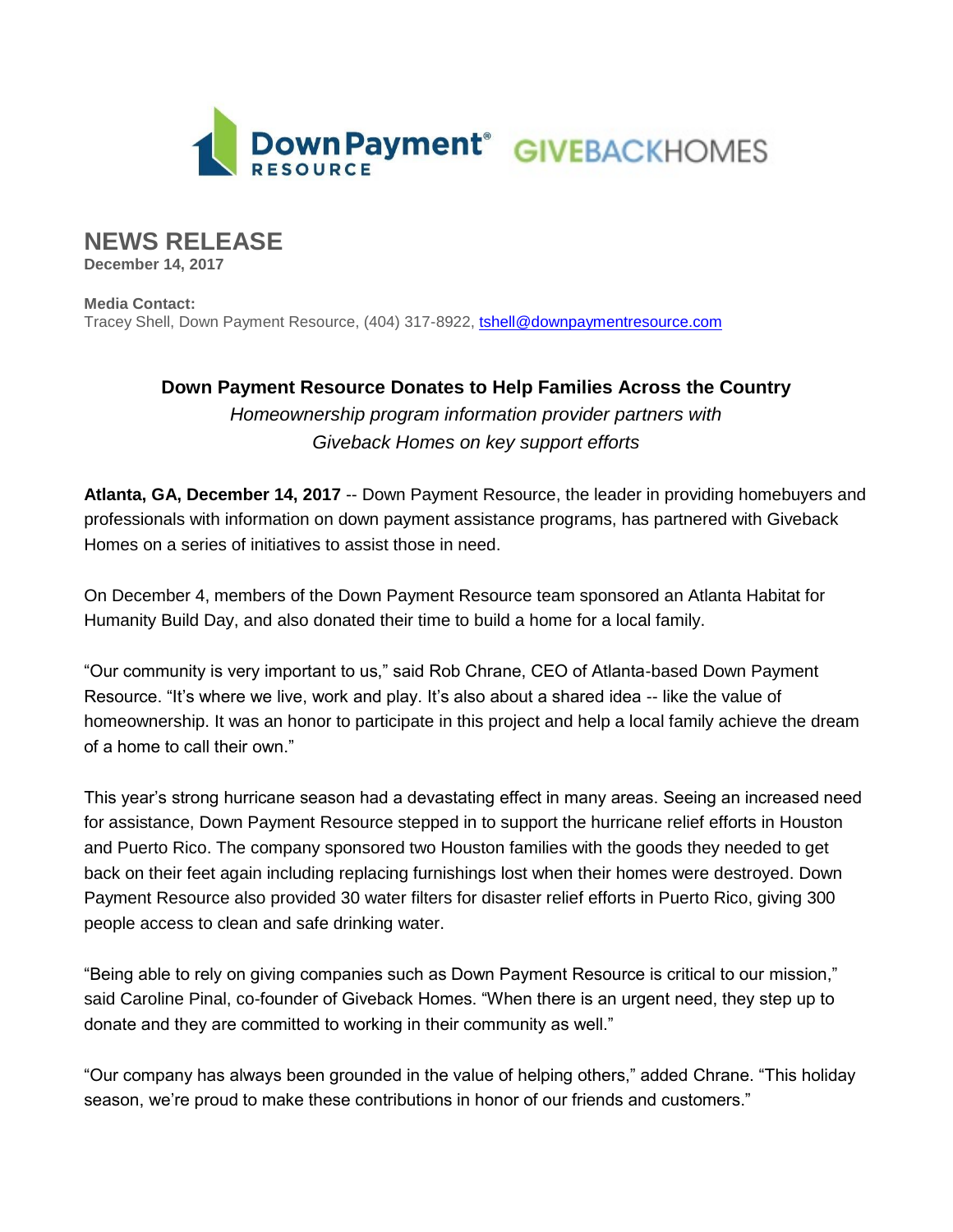Down Payment® RESOURCE GIVEBACKHOMES

# NEWS RELEASE

**December 14, 2017**

**Media Contact:**
Tracey Shell, Down Payment Resource, (404) 317-8922, tshell@downpaymentresource.com

**Down Payment Resource Donates to Help Families Across the Country**

*Homeownership program information provider partners with Giveback Homes on key support efforts*

**Atlanta, GA, December 14, 2017** -- Down Payment Resource, the leader in providing homebuyers and professionals with information on down payment assistance programs, has partnered with Giveback Homes on a series of initiatives to assist those in need.

On December 4, members of the Down Payment Resource team sponsored an Atlanta Habitat for Humanity Build Day, and also donated their time to build a home for a local family.

"Our community is very important to us," said Rob Chrane, CEO of Atlanta-based Down Payment Resource. "It's where we live, work and play. It's also about a shared idea -- like the value of homeownership. It was an honor to participate in this project and help a local family achieve the dream of a home to call their own."

This year's strong hurricane season had a devastating effect in many areas. Seeing an increased need for assistance, Down Payment Resource stepped in to support the hurricane relief efforts in Houston and Puerto Rico. The company sponsored two Houston families with the goods they needed to get back on their feet again including replacing furnishings lost when their homes were destroyed. Down Payment Resource also provided 30 water filters for disaster relief efforts in Puerto Rico, giving 300 people access to clean and safe drinking water.

"Being able to rely on giving companies such as Down Payment Resource is critical to our mission," said Caroline Pinal, co-founder of Giveback Homes. "When there is an urgent need, they step up to donate and they are committed to working in their community as well."

"Our company has always been grounded in the value of helping others," added Chrane. "This holiday season, we're proud to make these contributions in honor of our friends and customers."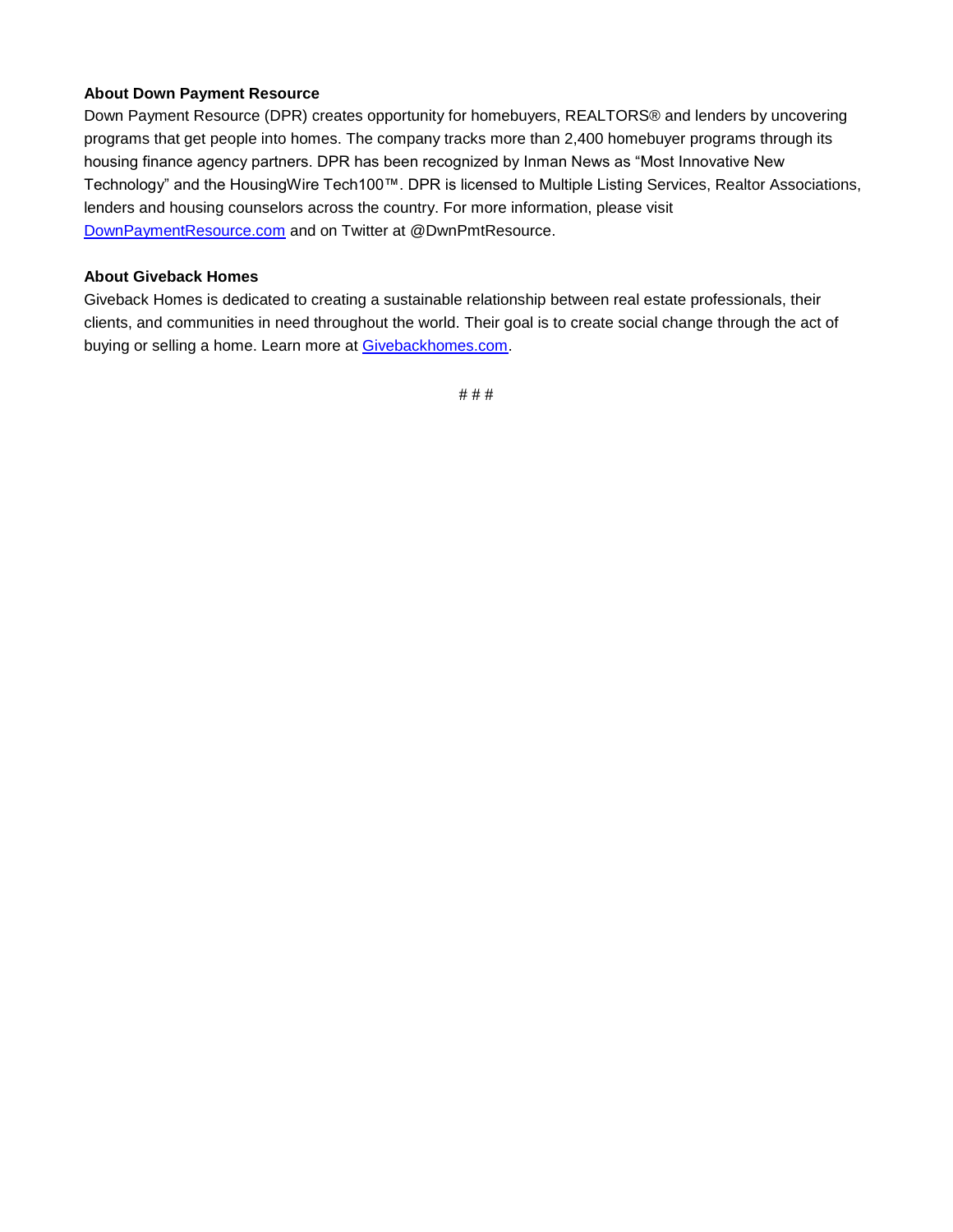**About Down Payment Resource**

Down Payment Resource (DPR) creates opportunity for homebuyers, REALTORS® and lenders by uncovering programs that get people into homes. The company tracks more than 2,400 homebuyer programs through its housing finance agency partners. DPR has been recognized by Inman News as "Most Innovative New Technology" and the HousingWire Tech100™. DPR is licensed to Multiple Listing Services, Realtor Associations, lenders and housing counselors across the country. For more information, please visit [DownPaymentResource.com](DownPaymentResource.com) and on Twitter at @DwnPmtResource.

**About Giveback Homes**

Giveback Homes is dedicated to creating a sustainable relationship between real estate professionals, their clients, and communities in need throughout the world. Their goal is to create social change through the act of buying or selling a home. Learn more at [Givebackhomes.com](Givebackhomes.com).

# # #